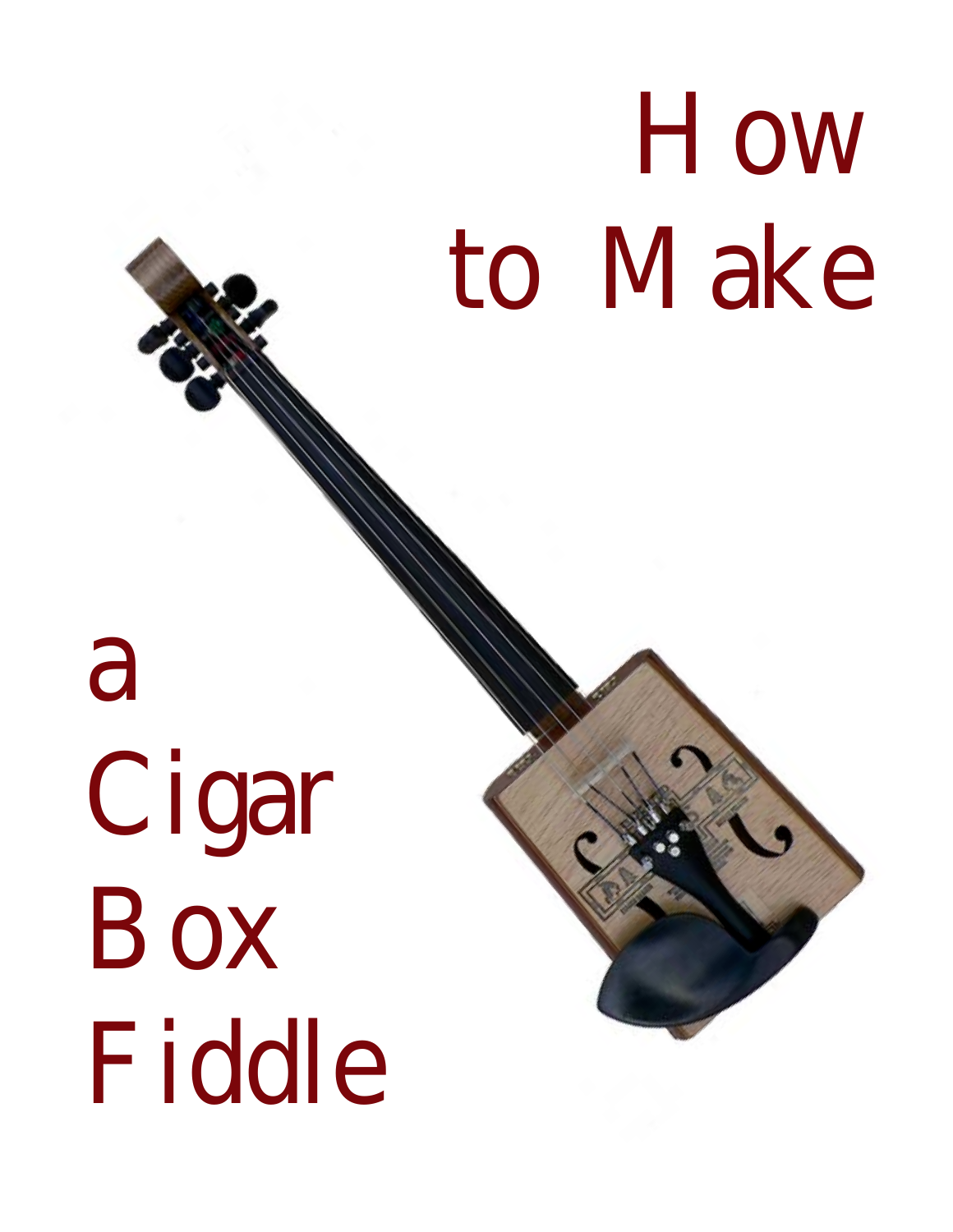# How to Make a Cigar Box Fiddle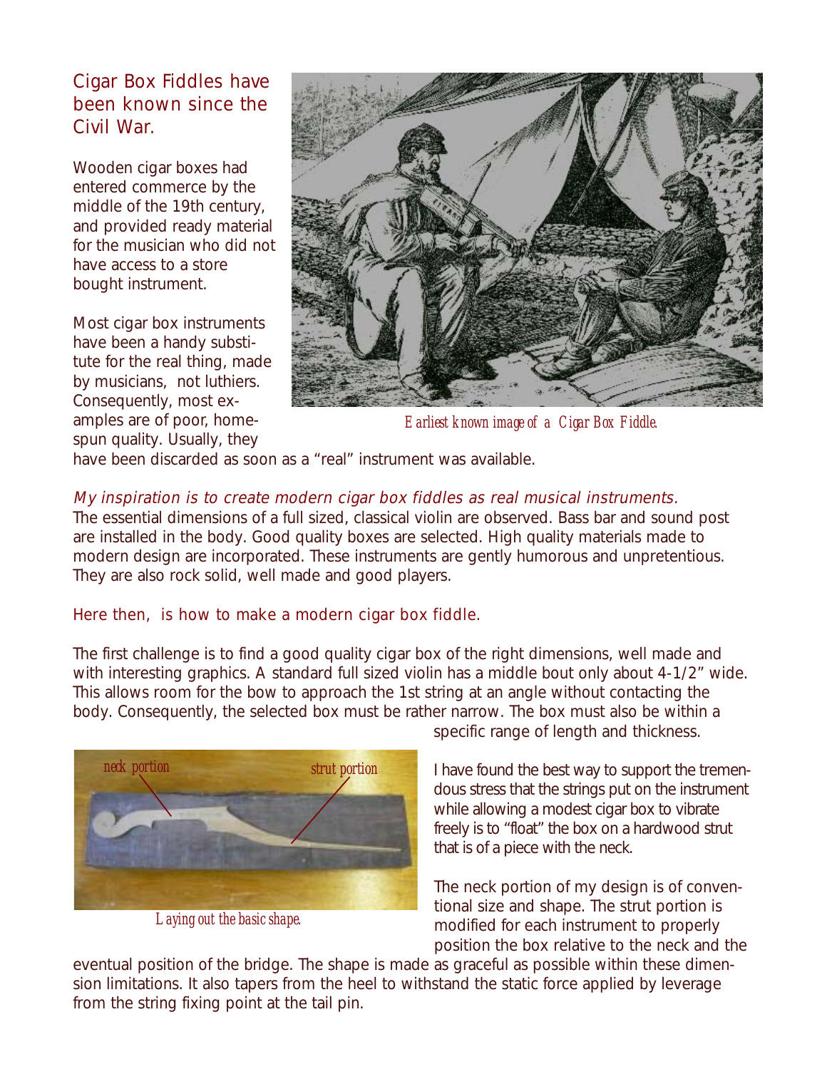## Cigar Box Fiddles have been known since the Civil War.

Wooden cigar boxes had entered commerce by the middle of the 19th century, and provided ready material for the musician who did not have access to a store bought instrument.

Most cigar box instruments have been a handy substitute for the real thing, made by musicians, not luthiers. Consequently, most examples are of poor, homespun quality. Usually, they have been discarded as soon as a “real” instrument was available.

*Earliest known image of a Cigar Box Fiddle.*

*My inspiration is to create modern cigar box fiddles as real musical instruments.*

The essential dimensions of a full sized, classical violin are observed. Bass bar and sound post are installed in the body. Good quality boxes are selected. High quality materials made to modern design are incorporated. These instruments are gently humorous and unpretentious. They are also rock solid, well made and good players.

### Here then, is how to make a modern cigar box fiddle.

The first challenge is to find a good quality cigar box of the right dimensions, well made and with interesting graphics. A standard full sized violin has a middle bout only about 4-1/2” wide. This allows room for the bow to approach the 1st string at an angle without contacting the body. Consequently, the selected box must be rather narrow. The box must also be within a specific range of length and thickness.

neck portion

strut portion

*Laying out the basic shape.*

I have found the best way to support the tremendous stress that the strings put on the instrument while allowing a modest cigar box to vibrate freely is to “float” the box on a hardwood strut that is of a piece with the neck.

The neck portion of my design is of conventional size and shape. The strut portion is modified for each instrument to properly position the box relative to the neck and the eventual position of the bridge. The shape is made as graceful as possible within these dimension limitations. It also tapers from the heel to withstand the static force applied by leverage from the string fixing point at the tail pin.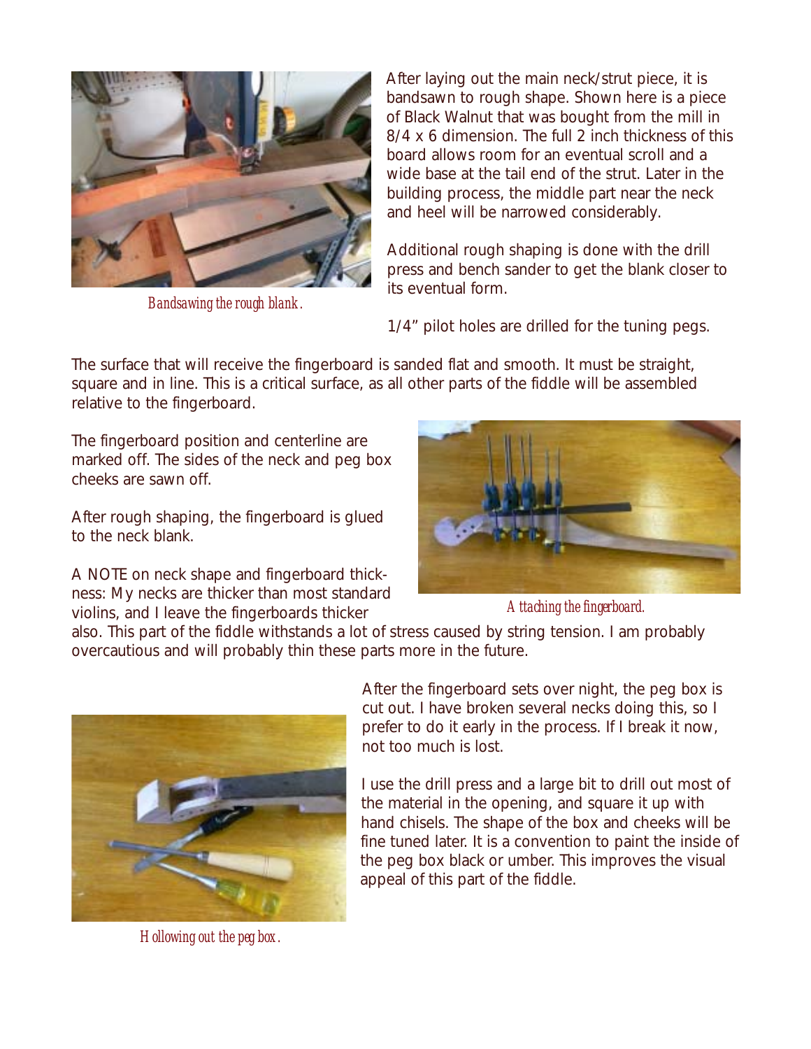*Bandsawing the rough blank.*

After laying out the main neck/strut piece, it is bandsawn to rough shape. Shown here is a piece of Black Walnut that was bought from the mill in 8/4 x 6 dimension. The full 2 inch thickness of this board allows room for an eventual scroll and a wide base at the tail end of the strut. Later in the building process, the middle part near the neck and heel will be narrowed considerably.

Additional rough shaping is done with the drill press and bench sander to get the blank closer to its eventual form.

1/4" pilot holes are drilled for the tuning pegs.

The surface that will receive the fingerboard is sanded flat and smooth. It must be straight, square and in line. This is a critical surface, as all other parts of the fiddle will be assembled relative to the fingerboard.

The fingerboard position and centerline are marked off. The sides of the neck and peg box cheeks are sawn off.

After rough shaping, the fingerboard is glued to the neck blank.

*Attaching the fingerboard.*

A NOTE on neck shape and fingerboard thickness: My necks are thicker than most standard violins, and I leave the fingerboards thicker also. This part of the fiddle withstands a lot of stress caused by string tension. I am probably overcautious and will probably thin these parts more in the future.

After the fingerboard sets over night, the peg box is cut out. I have broken several necks doing this, so I prefer to do it early in the process. If I break it now, not too much is lost.

I use the drill press and a large bit to drill out most of the material in the opening, and square it up with hand chisels. The shape of the box and cheeks will be fine tuned later. It is a convention to paint the inside of the peg box black or umber. This improves the visual appeal of this part of the fiddle.

*Hollowing out the peg box.*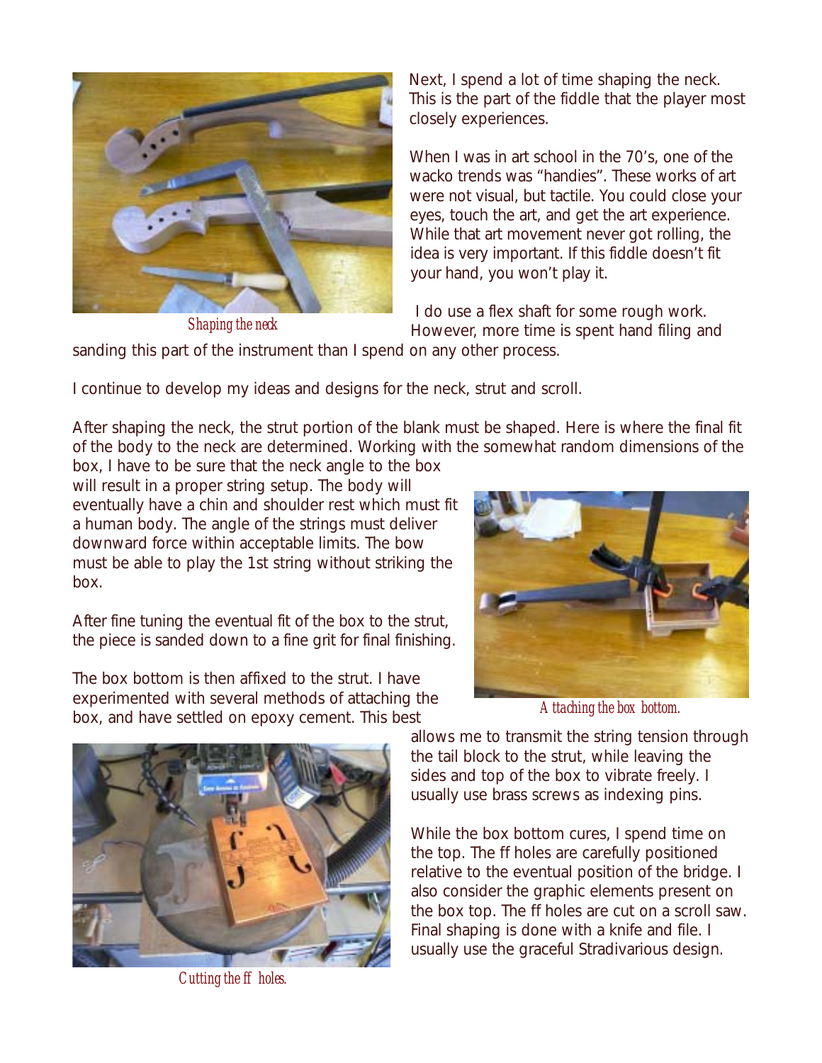Next, I spend a lot of time shaping the neck. This is the part of the fiddle that the player most closely experiences.

When I was in art school in the 70's, one of the wacko trends was "handies". These works of art were not visual, but tactile. You could close your eyes, touch the art, and get the art experience. While that art movement never got rolling, the idea is very important. If this fiddle doesn't fit your hand, you won't play it.

*Shaping the neck*

I do use a flex shaft for some rough work. However, more time is spent hand filing and sanding this part of the instrument than I spend on any other process.

I continue to develop my ideas and designs for the neck, strut and scroll.

After shaping the neck, the strut portion of the blank must be shaped. Here is where the final fit of the body to the neck are determined. Working with the somewhat random dimensions of the box, I have to be sure that the neck angle to the box will result in a proper string setup. The body will eventually have a chin and shoulder rest which must fit a human body. The angle of the strings must deliver downward force within acceptable limits. The bow must be able to play the 1st string without striking the box.

After fine tuning the eventual fit of the box to the strut, the piece is sanded down to a fine grit for final finishing.

The box bottom is then affixed to the strut. I have experimented with several methods of attaching the box, and have settled on epoxy cement. This best allows me to transmit the string tension through the tail block to the strut, while leaving the sides and top of the box to vibrate freely. I usually use brass screws as indexing pins.

*Attaching the box bottom.*

While the box bottom cures, I spend time on the top. The ff holes are carefully positioned relative to the eventual position of the bridge. I also consider the graphic elements present on the box top. The ff holes are cut on a scroll saw. Final shaping is done with a knife and file. I usually use the graceful Stradivarious design.

*Cutting the ff holes.*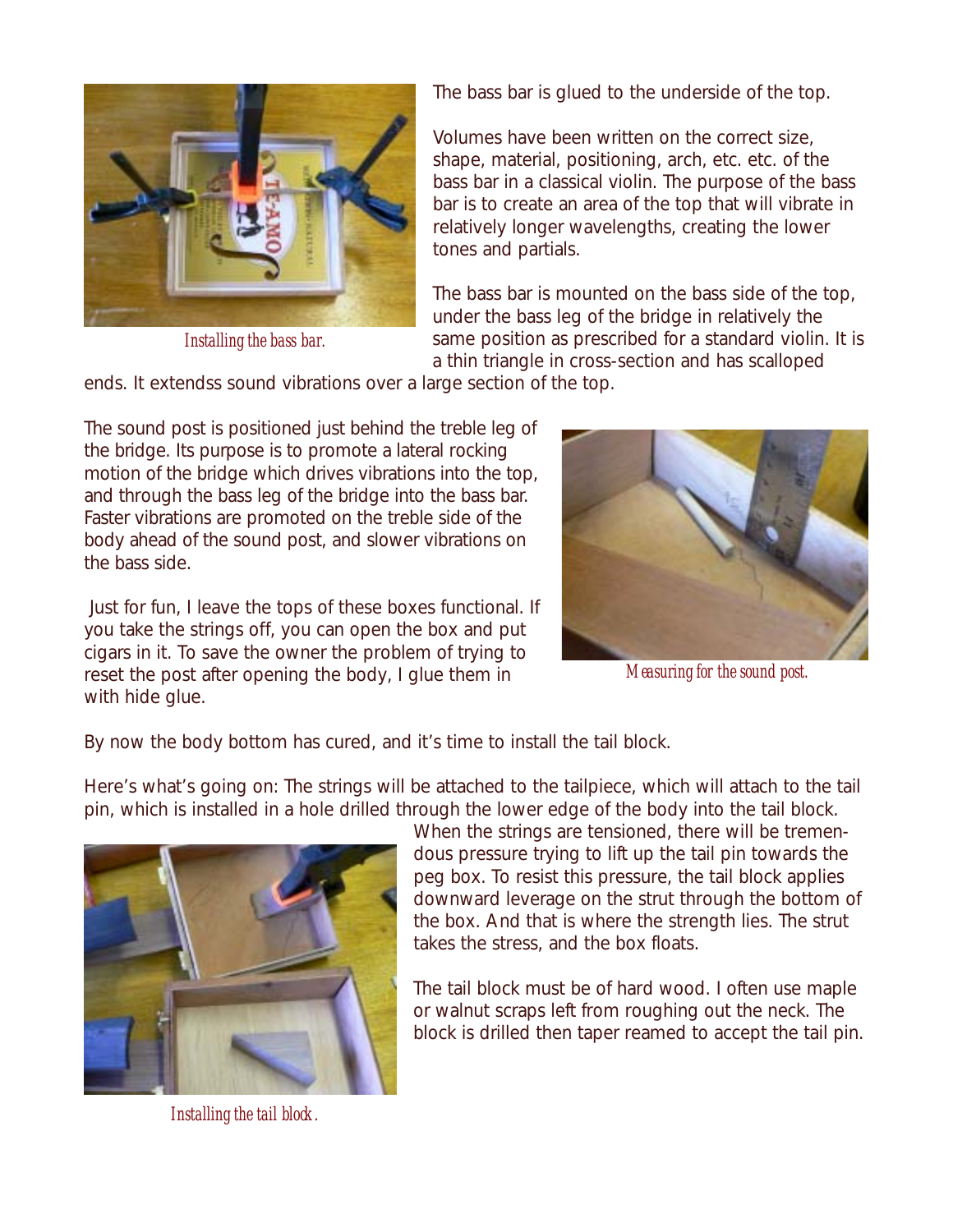The bass bar is glued to the underside of the top.

Volumes have been written on the correct size, shape, material, positioning, arch, etc. etc. of the bass bar in a classical violin. The purpose of the bass bar is to create an area of the top that will vibrate in relatively longer wavelengths, creating the lower tones and partials.

*Installing the bass bar.*

The bass bar is mounted on the bass side of the top, under the bass leg of the bridge in relatively the same position as prescribed for a standard violin. It is a thin triangle in cross-section and has scalloped ends. It extendss sound vibrations over a large section of the top.

The sound post is positioned just behind the treble leg of the bridge. Its purpose is to promote a lateral rocking motion of the bridge which drives vibrations into the top, and through the bass leg of the bridge into the bass bar. Faster vibrations are promoted on the treble side of the body ahead of the sound post, and slower vibrations on the bass side.

Just for fun, I leave the tops of these boxes functional. If you take the strings off, you can open the box and put cigars in it. To save the owner the problem of trying to reset the post after opening the body, I glue them in with hide glue.

*Measuring for the sound post.*

By now the body bottom has cured, and it's time to install the tail block.

Here's what's going on: The strings will be attached to the tailpiece, which will attach to the tail pin, which is installed in a hole drilled through the lower edge of the body into the tail block. When the strings are tensioned, there will be tremendous pressure trying to lift up the tail pin towards the peg box. To resist this pressure, the tail block applies downward leverage on the strut through the bottom of the box. And that is where the strength lies. The strut takes the stress, and the box floats.

The tail block must be of hard wood. I often use maple or walnut scraps left from roughing out the neck. The block is drilled then taper reamed to accept the tail pin.

*Installing the tail block.*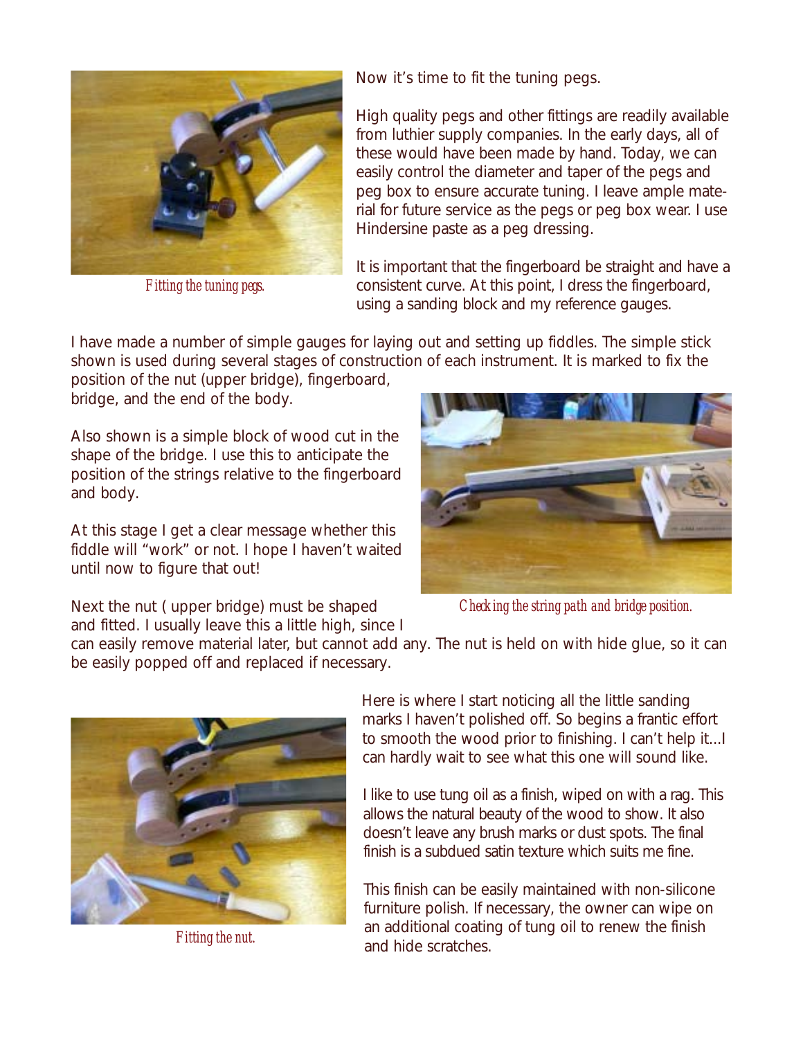Now it's time to fit the tuning pegs.

High quality pegs and other fittings are readily available from luthier supply companies. In the early days, all of these would have been made by hand. Today, we can easily control the diameter and taper of the pegs and peg box to ensure accurate tuning. I leave ample material for future service as the pegs or peg box wear. I use Hindersine paste as a peg dressing.

*Fitting the tuning pegs.*

It is important that the fingerboard be straight and have a consistent curve. At this point, I dress the fingerboard, using a sanding block and my reference gauges.

I have made a number of simple gauges for laying out and setting up fiddles. The simple stick shown is used during several stages of construction of each instrument. It is marked to fix the position of the nut (upper bridge), fingerboard, bridge, and the end of the body.

Also shown is a simple block of wood cut in the shape of the bridge. I use this to anticipate the position of the strings relative to the fingerboard and body.

At this stage I get a clear message whether this fiddle will "work" or not. I hope I haven't waited until now to figure that out!

*Checking the string path and bridge position.*

Next the nut ( upper bridge) must be shaped and fitted. I usually leave this a little high, since I can easily remove material later, but cannot add any. The nut is held on with hide glue, so it can be easily popped off and replaced if necessary.

Here is where I start noticing all the little sanding marks I haven't polished off. So begins a frantic effort to smooth the wood prior to finishing. I can't help it...I can hardly wait to see what this one will sound like.

I like to use tung oil as a finish, wiped on with a rag. This allows the natural beauty of the wood to show. It also doesn't leave any brush marks or dust spots. The final finish is a subdued satin texture which suits me fine.

This finish can be easily maintained with non-silicone furniture polish. If necessary, the owner can wipe on an additional coating of tung oil to renew the finish and hide scratches.

*Fitting the nut.*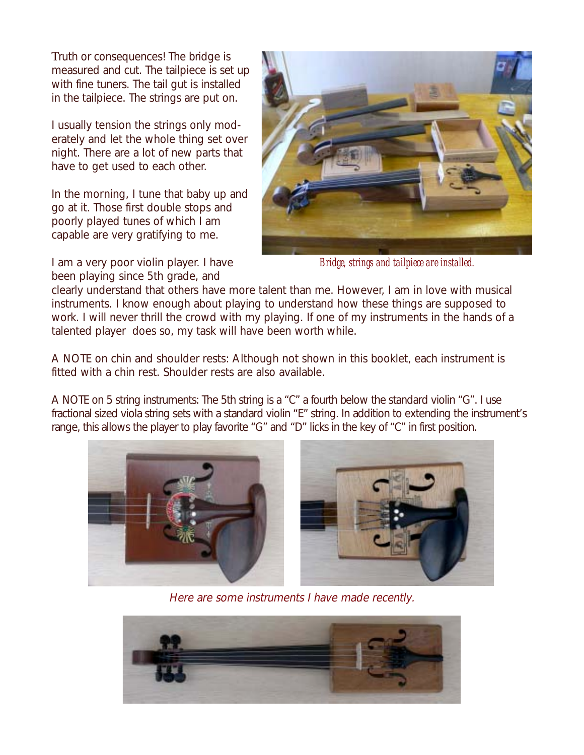Truth or consequences! The bridge is measured and cut. The tailpiece is set up with fine tuners. The tail gut is installed in the tailpiece. The strings are put on.

I usually tension the strings only moderately and let the whole thing set over night. There are a lot of new parts that have to get used to each other.

In the morning, I tune that baby up and go at it. Those first double stops and poorly played tunes of which I am capable are very gratifying to me.

*Bridge, strings and tailpiece are installed.*

I am a very poor violin player. I have been playing since 5th grade, and clearly understand that others have more talent than me. However, I am in love with musical instruments. I know enough about playing to understand how these things are supposed to work. I will never thrill the crowd with my playing. If one of my instruments in the hands of a talented player does so, my task will have been worth while.

A NOTE on chin and shoulder rests: Although not shown in this booklet, each instrument is fitted with a chin rest. Shoulder rests are also available.

A NOTE on 5 string instruments: The 5th string is a "C" a fourth below the standard violin "G". I use fractional sized viola string sets with a standard violin "E" string. In addition to extending the instrument's range, this allows the player to play favorite "G" and "D" licks in the key of "C" in first position.

*Here are some instruments I have made recently.*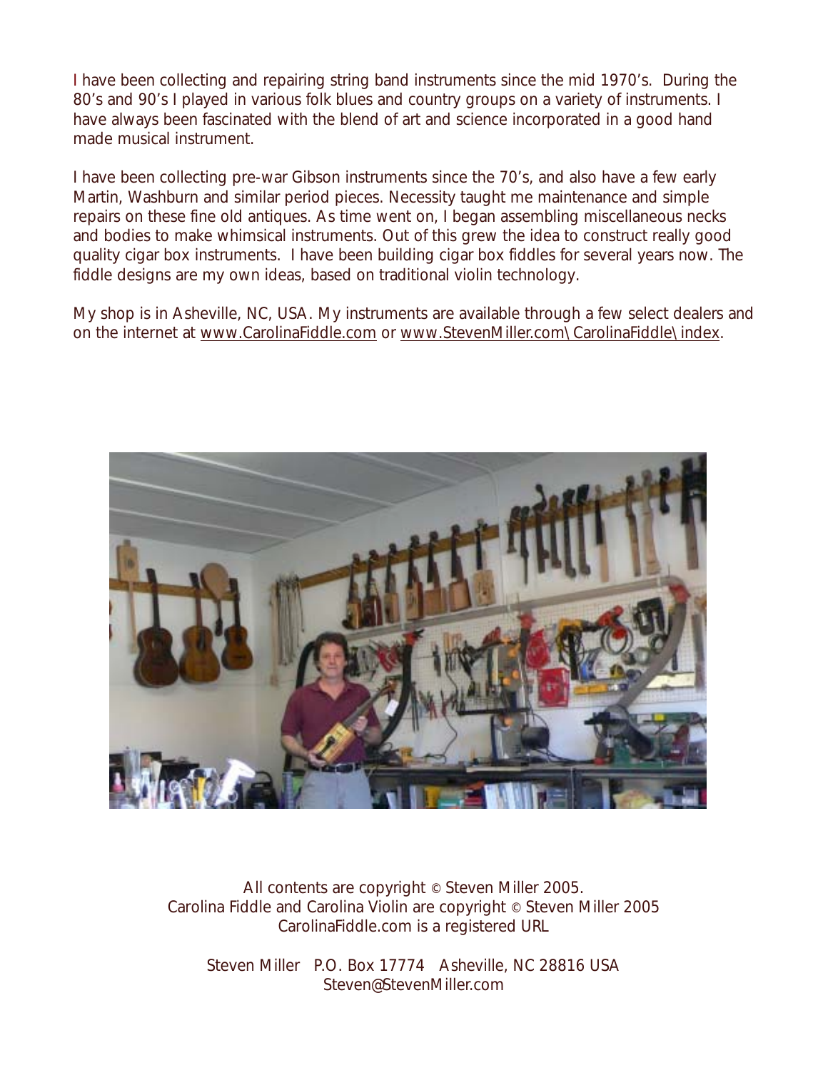I have been collecting and repairing string band instruments since the mid 1970's. During the 80's and 90's I played in various folk blues and country groups on a variety of instruments. I have always been fascinated with the blend of art and science incorporated in a good hand made musical instrument.

I have been collecting pre-war Gibson instruments since the 70's, and also have a few early Martin, Washburn and similar period pieces. Necessity taught me maintenance and simple repairs on these fine old antiques. As time went on, I began assembling miscellaneous necks and bodies to make whimsical instruments. Out of this grew the idea to construct really good quality cigar box instruments. I have been building cigar box fiddles for several years now. The fiddle designs are my own ideas, based on traditional violin technology.

My shop is in Asheville, NC, USA. My instruments are available through a few select dealers and on the internet at www.CarolinaFiddle.com or www.StevenMiller.com\CarolinaFiddle\index.

All contents are copyright © Steven Miller 2005.
Carolina Fiddle and Carolina Violin are copyright © Steven Miller 2005
CarolinaFiddle.com is a registered URL

Steven Miller P.O. Box 17774 Asheville, NC 28816 USA
Steven@StevenMiller.com